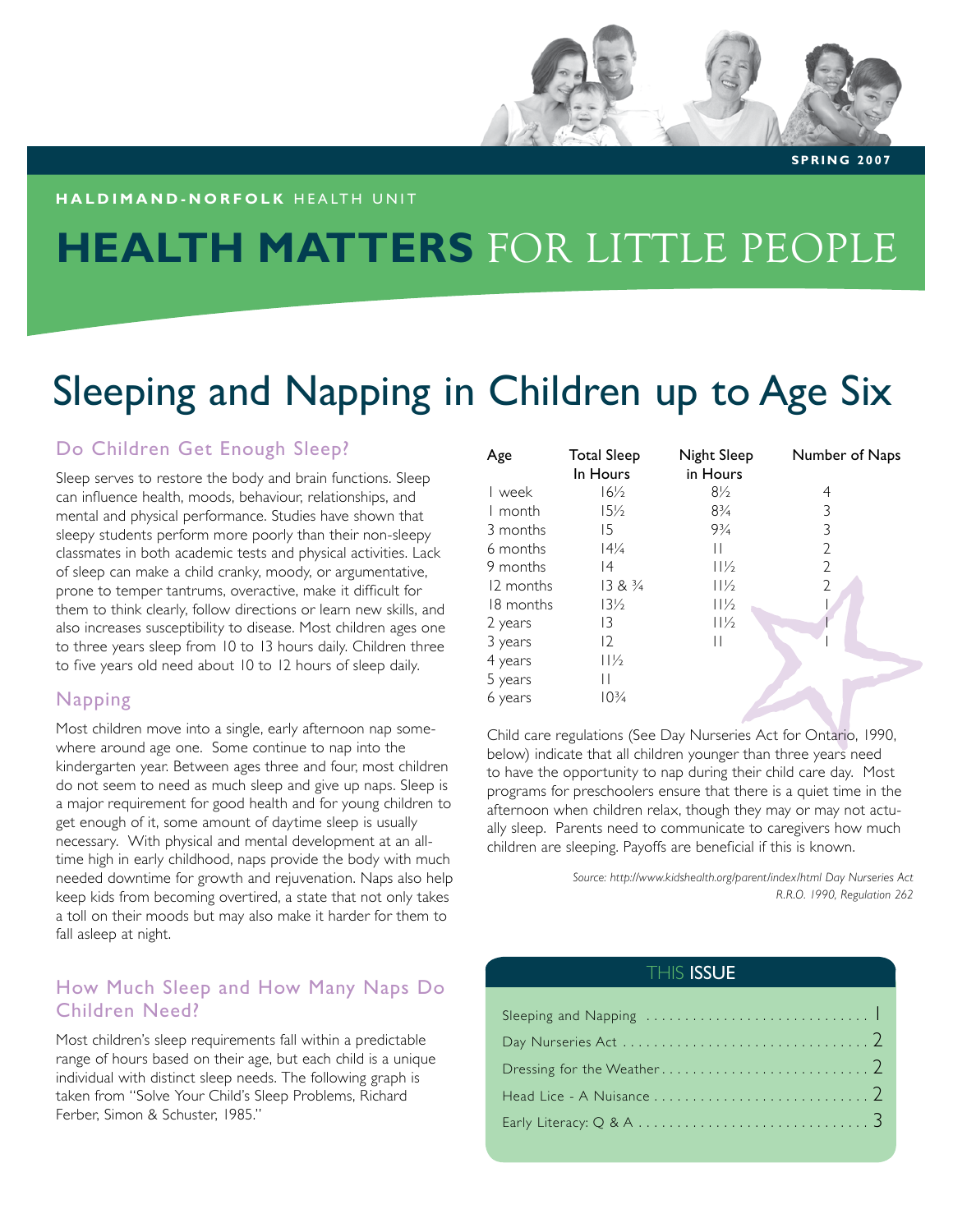SPRING 2007

HALDIMAND-NORFOLK HEALTH UNIT

# HEALTH MATTERS FOR LITTLE PEOPLE

# Sleeping and Napping in Children up to Age Six

## Do Children Get Enough Sleep?

Sleep serves to restore the body and brain functions. Sleep can influence health, moods, behaviour, relationships, and mental and physical performance. Studies have shown that sleepy students perform more poorly than their non-sleepy classmates in both academic tests and physical activities. Lack of sleep can make a child cranky, moody, or argumentative, prone to temper tantrums, overactive, make it difficult for them to think clearly, follow directions or learn new skills, and also increases susceptibility to disease. Most children ages one to three years sleep from 10 to 13 hours daily. Children three to five years old need about 10 to 12 hours of sleep daily.

## Napping

Most children move into a single, early afternoon nap somewhere around age one. Some continue to nap into the kindergarten year. Between ages three and four, most children do not seem to need as much sleep and give up naps. Sleep is a major requirement for good health and for young children to get enough of it, some amount of daytime sleep is usually necessary. With physical and mental development at an all-time high in early childhood, naps provide the body with much needed downtime for growth and rejuvenation. Naps also help keep kids from becoming overtired, a state that not only takes a toll on their moods but may also make it harder for them to fall asleep at night.

## How Much Sleep and How Many Naps Do Children Need?

Most children's sleep requirements fall within a predictable range of hours based on their age, but each child is a unique individual with distinct sleep needs. The following graph is taken from "Solve Your Child's Sleep Problems, Richard Ferber, Simon & Schuster, 1985."

| Age | Total Sleep In Hours | Night Sleep in Hours | Number of Naps |
|---|---|---|---|
| 1 week | 16½ | 8½ | 4 |
| 1 month | 15½ | 8¾ | 3 |
| 3 months | 15 | 9¾ | 3 |
| 6 months | 14¼ | 11 | 2 |
| 9 months | 14 | 11½ | 2 |
| 12 months | 13 & ¾ | 11½ | 2 |
| 18 months | 13½ | 11½ | 1 |
| 2 years | 13 | 11½ | 1 |
| 3 years | 12 | 11 | 1 |
| 4 years | 11½ | | |
| 5 years | 11 | | |
| 6 years | 10¾ | | |

Child care regulations (See Day Nurseries Act for Ontario, 1990, below) indicate that all children younger than three years need to have the opportunity to nap during their child care day. Most programs for preschoolers ensure that there is a quiet time in the afternoon when children relax, though they may or may not actually sleep. Parents need to communicate to caregivers how much children are sleeping. Payoffs are beneficial if this is known.

*Source: http://www.kidshealth.org/parent/index/html Day Nurseries Act R.R.O. 1990, Regulation 262*

## THIS ISSUE

- Sleeping and Napping .......... 1
- Day Nurseries Act .......... 2
- Dressing for the Weather .......... 2
- Head Lice - A Nuisance .......... 2
- Early Literacy: Q & A .......... 3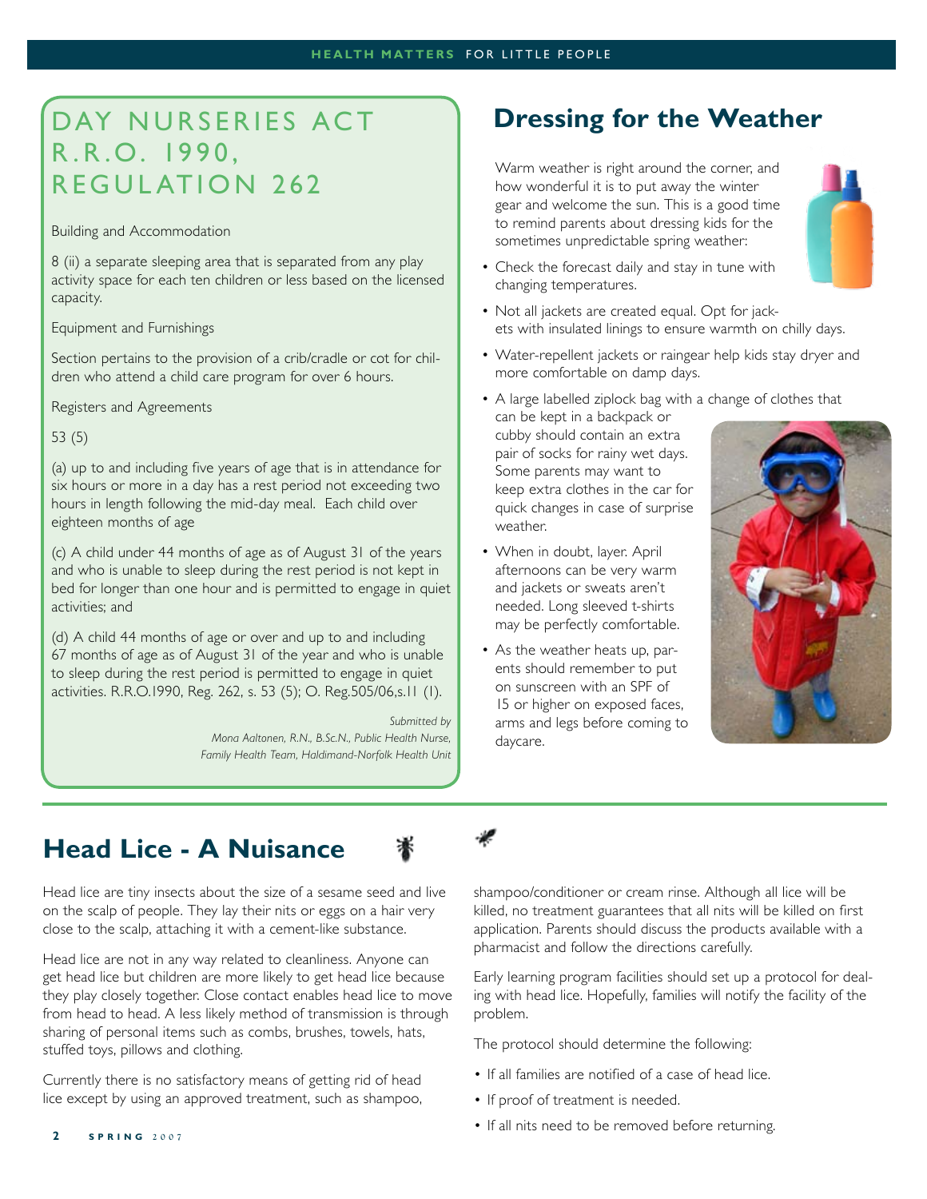## DAY NURSERIES ACT R.R.O. 1990, REGULATION 262

Building and Accommodation

8 (ii) a separate sleeping area that is separated from any play activity space for each ten children or less based on the licensed capacity.

Equipment and Furnishings

Section pertains to the provision of a crib/cradle or cot for children who attend a child care program for over 6 hours.

Registers and Agreements

53 (5)

(a) up to and including five years of age that is in attendance for six hours or more in a day has a rest period not exceeding two hours in length following the mid-day meal. Each child over eighteen months of age

(c) A child under 44 months of age as of August 31 of the years and who is unable to sleep during the rest period is not kept in bed for longer than one hour and is permitted to engage in quiet activities; and

(d) A child 44 months of age or over and up to and including 67 months of age as of August 31 of the year and who is unable to sleep during the rest period is permitted to engage in quiet activities. R.R.O.1990, Reg. 262, s. 53 (5); O. Reg.505/06,s.11 (1).

*Submitted by*
*Mona Aaltonen, R.N., B.Sc.N., Public Health Nurse,*
*Family Health Team, Haldimand-Norfolk Health Unit*

## Dressing for the Weather

Warm weather is right around the corner, and how wonderful it is to put away the winter gear and welcome the sun. This is a good time to remind parents about dressing kids for the sometimes unpredictable spring weather:

- Check the forecast daily and stay in tune with changing temperatures.
- Not all jackets are created equal. Opt for jackets with insulated linings to ensure warmth on chilly days.
- Water-repellent jackets or raingear help kids stay dryer and more comfortable on damp days.
- A large labelled ziplock bag with a change of clothes that can be kept in a backpack or cubby should contain an extra pair of socks for rainy wet days. Some parents may want to keep extra clothes in the car for quick changes in case of surprise weather.
- When in doubt, layer. April afternoons can be very warm and jackets or sweats aren't needed. Long sleeved t-shirts may be perfectly comfortable.
- As the weather heats up, parents should remember to put on sunscreen with an SPF of 15 or higher on exposed faces, arms and legs before coming to daycare.

## Head Lice - A Nuisance

Head lice are tiny insects about the size of a sesame seed and live on the scalp of people. They lay their nits or eggs on a hair very close to the scalp, attaching it with a cement-like substance.

Head lice are not in any way related to cleanliness. Anyone can get head lice but children are more likely to get head lice because they play closely together. Close contact enables head lice to move from head to head. A less likely method of transmission is through sharing of personal items such as combs, brushes, towels, hats, stuffed toys, pillows and clothing.

Currently there is no satisfactory means of getting rid of head lice except by using an approved treatment, such as shampoo, shampoo/conditioner or cream rinse. Although all lice will be killed, no treatment guarantees that all nits will be killed on first application. Parents should discuss the products available with a pharmacist and follow the directions carefully.

Early learning program facilities should set up a protocol for dealing with head lice. Hopefully, families will notify the facility of the problem.

The protocol should determine the following:

- If all families are notified of a case of head lice.
- If proof of treatment is needed.
- If all nits need to be removed before returning.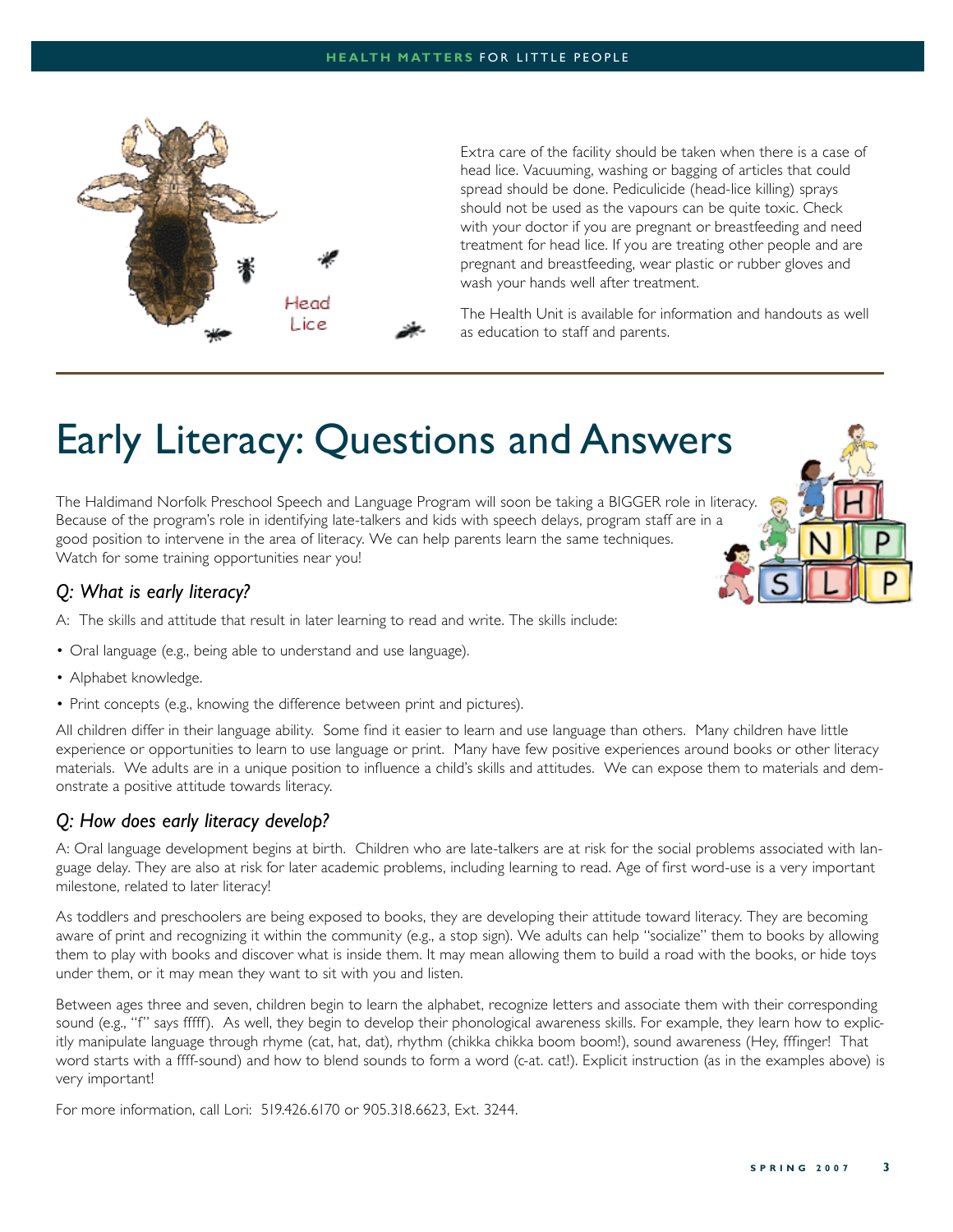Head Lice

Extra care of the facility should be taken when there is a case of head lice. Vacuuming, washing or bagging of articles that could spread should be done. Pediculicide (head-lice killing) sprays should not be used as the vapours can be quite toxic. Check with your doctor if you are pregnant or breastfeeding and need treatment for head lice. If you are treating other people and are pregnant and breastfeeding, wear plastic or rubber gloves and wash your hands well after treatment.

The Health Unit is available for information and handouts as well as education to staff and parents.

# Early Literacy: Questions and Answers

The Haldimand Norfolk Preschool Speech and Language Program will soon be taking a BIGGER role in literacy. Because of the program's role in identifying late-talkers and kids with speech delays, program staff are in a good position to intervene in the area of literacy. We can help parents learn the same techniques. Watch for some training opportunities near you!

### *Q: What is early literacy?*

A: The skills and attitude that result in later learning to read and write. The skills include:

- Oral language (e.g., being able to understand and use language).
- Alphabet knowledge.
- Print concepts (e.g., knowing the difference between print and pictures).

All children differ in their language ability. Some find it easier to learn and use language than others. Many children have little experience or opportunities to learn to use language or print. Many have few positive experiences around books or other literacy materials. We adults are in a unique position to influence a child's skills and attitudes. We can expose them to materials and demonstrate a positive attitude towards literacy.

### *Q: How does early literacy develop?*

A: Oral language development begins at birth. Children who are late-talkers are at risk for the social problems associated with language delay. They are also at risk for later academic problems, including learning to read. Age of first word-use is a very important milestone, related to later literacy!

As toddlers and preschoolers are being exposed to books, they are developing their attitude toward literacy. They are becoming aware of print and recognizing it within the community (e.g., a stop sign). We adults can help "socialize" them to books by allowing them to play with books and discover what is inside them. It may mean allowing them to build a road with the books, or hide toys under them, or it may mean they want to sit with you and listen.

Between ages three and seven, children begin to learn the alphabet, recognize letters and associate them with their corresponding sound (e.g., "f" says fffff). As well, they begin to develop their phonological awareness skills. For example, they learn how to explicitly manipulate language through rhyme (cat, hat, dat), rhythm (chikka chikka boom boom!), sound awareness (Hey, fffinger! That word starts with a ffff-sound) and how to blend sounds to form a word (c-at. cat!). Explicit instruction (as in the examples above) is very important!

For more information, call Lori: 519.426.6170 or 905.318.6623, Ext. 3244.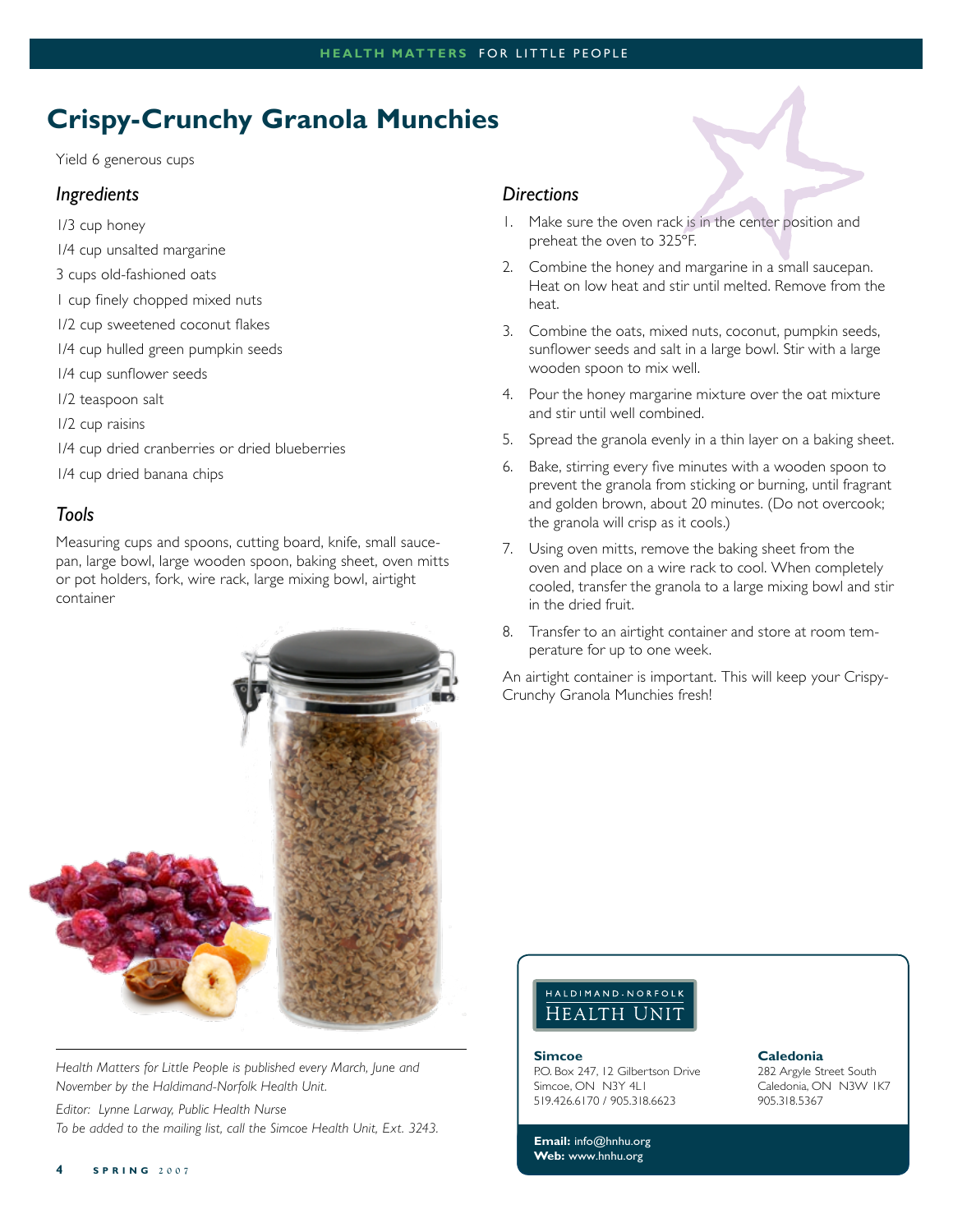# Crispy-Crunchy Granola Munchies

Yield 6 generous cups

## *Ingredients*

1/3 cup honey

1/4 cup unsalted margarine

3 cups old-fashioned oats

1 cup finely chopped mixed nuts

1/2 cup sweetened coconut flakes

1/4 cup hulled green pumpkin seeds

1/4 cup sunflower seeds

1/2 teaspoon salt

1/2 cup raisins

1/4 cup dried cranberries or dried blueberries

1/4 cup dried banana chips

## *Tools*

Measuring cups and spoons, cutting board, knife, small saucepan, large bowl, large wooden spoon, baking sheet, oven mitts or pot holders, fork, wire rack, large mixing bowl, airtight container

## *Directions*

1. Make sure the oven rack is in the center position and preheat the oven to 325°F.
2. Combine the honey and margarine in a small saucepan. Heat on low heat and stir until melted. Remove from the heat.
3. Combine the oats, mixed nuts, coconut, pumpkin seeds, sunflower seeds and salt in a large bowl. Stir with a large wooden spoon to mix well.
4. Pour the honey margarine mixture over the oat mixture and stir until well combined.
5. Spread the granola evenly in a thin layer on a baking sheet.
6. Bake, stirring every five minutes with a wooden spoon to prevent the granola from sticking or burning, until fragrant and golden brown, about 20 minutes. (Do not overcook; the granola will crisp as it cools.)
7. Using oven mitts, remove the baking sheet from the oven and place on a wire rack to cool. When completely cooled, transfer the granola to a large mixing bowl and stir in the dried fruit.
8. Transfer to an airtight container and store at room temperature for up to one week.

An airtight container is important. This will keep your Crispy-Crunchy Granola Munchies fresh!

*Health Matters for Little People is published every March, June and November by the Haldimand-Norfolk Health Unit.*

*Editor: Lynne Larway, Public Health Nurse*

*To be added to the mailing list, call the Simcoe Health Unit, Ext. 3243.*

HALDIMAND-NORFOLK HEALTH UNIT

**Simcoe**
P.O. Box 247, 12 Gilbertson Drive
Simcoe, ON N3Y 4L1
519.426.6170 / 905.318.6623

**Caledonia**
282 Argyle Street South
Caledonia, ON N3W 1K7
905.318.5367

**Email:** info@hnhu.org
**Web:** www.hnhu.org